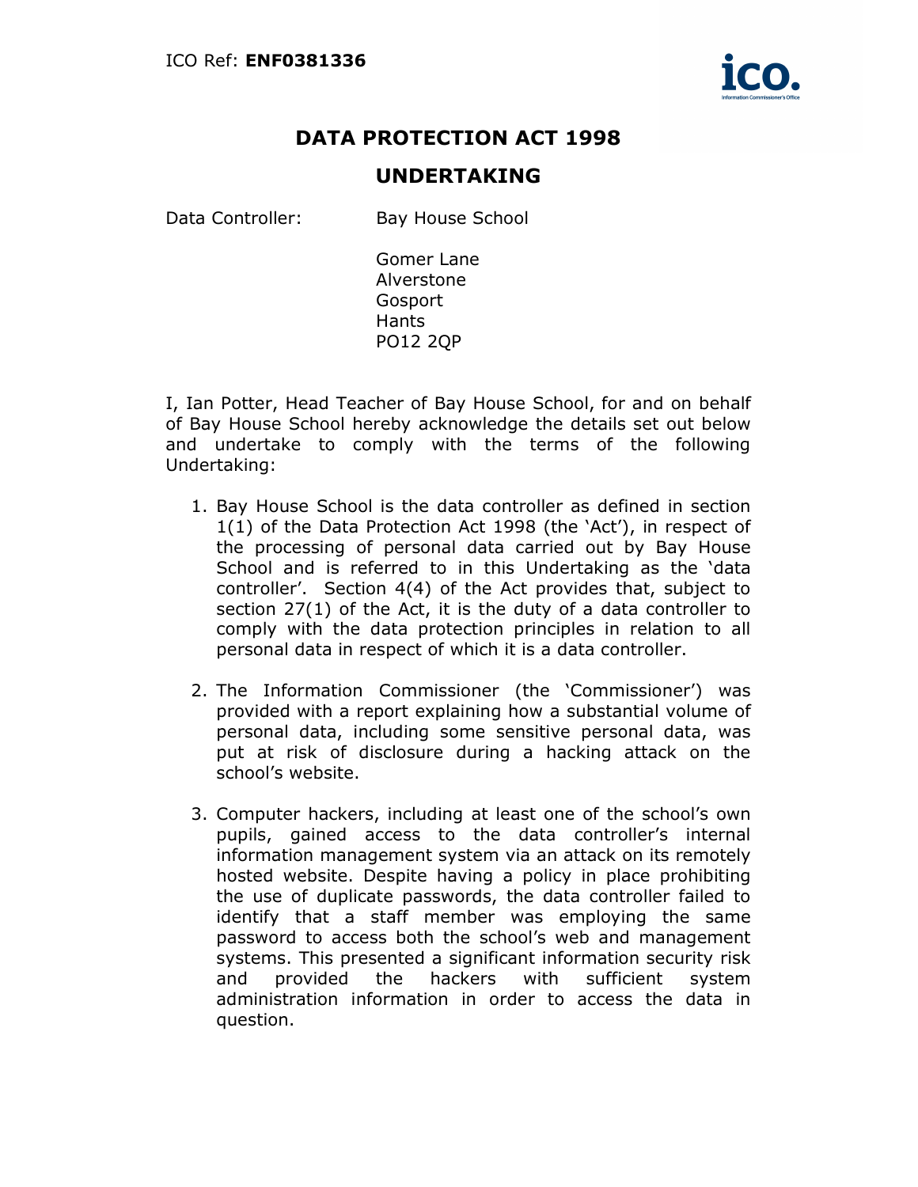ICO Ref: **ENF0381336**

# DATA PROTECTION ACT 1998

## UNDERTAKING

Data Controller: Bay House School

Gomer Lane
Alverstone
Gosport
Hants
PO12 2QP

I, Ian Potter, Head Teacher of Bay House School, for and on behalf of Bay House School hereby acknowledge the details set out below and undertake to comply with the terms of the following Undertaking:

1. Bay House School is the data controller as defined in section 1(1) of the Data Protection Act 1998 (the 'Act'), in respect of the processing of personal data carried out by Bay House School and is referred to in this Undertaking as the 'data controller'. Section 4(4) of the Act provides that, subject to section 27(1) of the Act, it is the duty of a data controller to comply with the data protection principles in relation to all personal data in respect of which it is a data controller.

2. The Information Commissioner (the 'Commissioner') was provided with a report explaining how a substantial volume of personal data, including some sensitive personal data, was put at risk of disclosure during a hacking attack on the school's website.

3. Computer hackers, including at least one of the school's own pupils, gained access to the data controller's internal information management system via an attack on its remotely hosted website. Despite having a policy in place prohibiting the use of duplicate passwords, the data controller failed to identify that a staff member was employing the same password to access both the school's web and management systems. This presented a significant information security risk and provided the hackers with sufficient system administration information in order to access the data in question.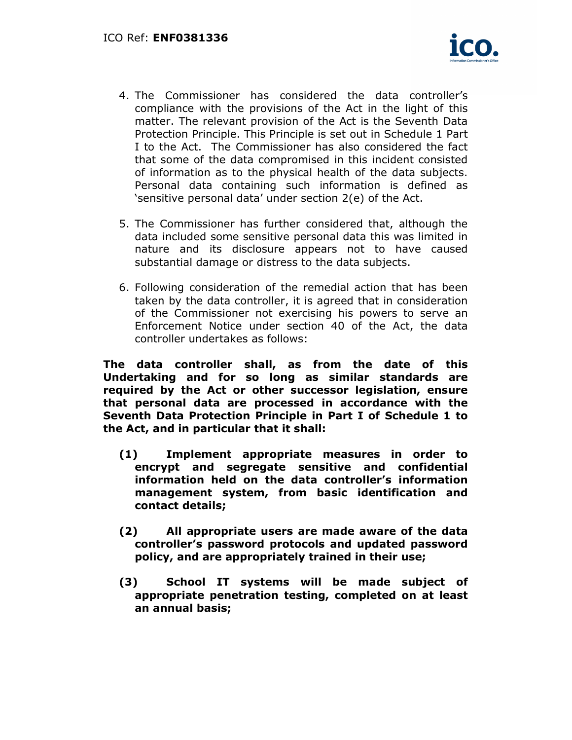4. The Commissioner has considered the data controller's compliance with the provisions of the Act in the light of this matter. The relevant provision of the Act is the Seventh Data Protection Principle. This Principle is set out in Schedule 1 Part I to the Act. The Commissioner has also considered the fact that some of the data compromised in this incident consisted of information as to the physical health of the data subjects. Personal data containing such information is defined as 'sensitive personal data' under section 2(e) of the Act.

5. The Commissioner has further considered that, although the data included some sensitive personal data this was limited in nature and its disclosure appears not to have caused substantial damage or distress to the data subjects.

6. Following consideration of the remedial action that has been taken by the data controller, it is agreed that in consideration of the Commissioner not exercising his powers to serve an Enforcement Notice under section 40 of the Act, the data controller undertakes as follows:

**The data controller shall, as from the date of this Undertaking and for so long as similar standards are required by the Act or other successor legislation, ensure that personal data are processed in accordance with the Seventh Data Protection Principle in Part I of Schedule 1 to the Act, and in particular that it shall:**

**(1) Implement appropriate measures in order to encrypt and segregate sensitive and confidential information held on the data controller's information management system, from basic identification and contact details;**

**(2) All appropriate users are made aware of the data controller's password protocols and updated password policy, and are appropriately trained in their use;**

**(3) School IT systems will be made subject of appropriate penetration testing, completed on at least an annual basis;**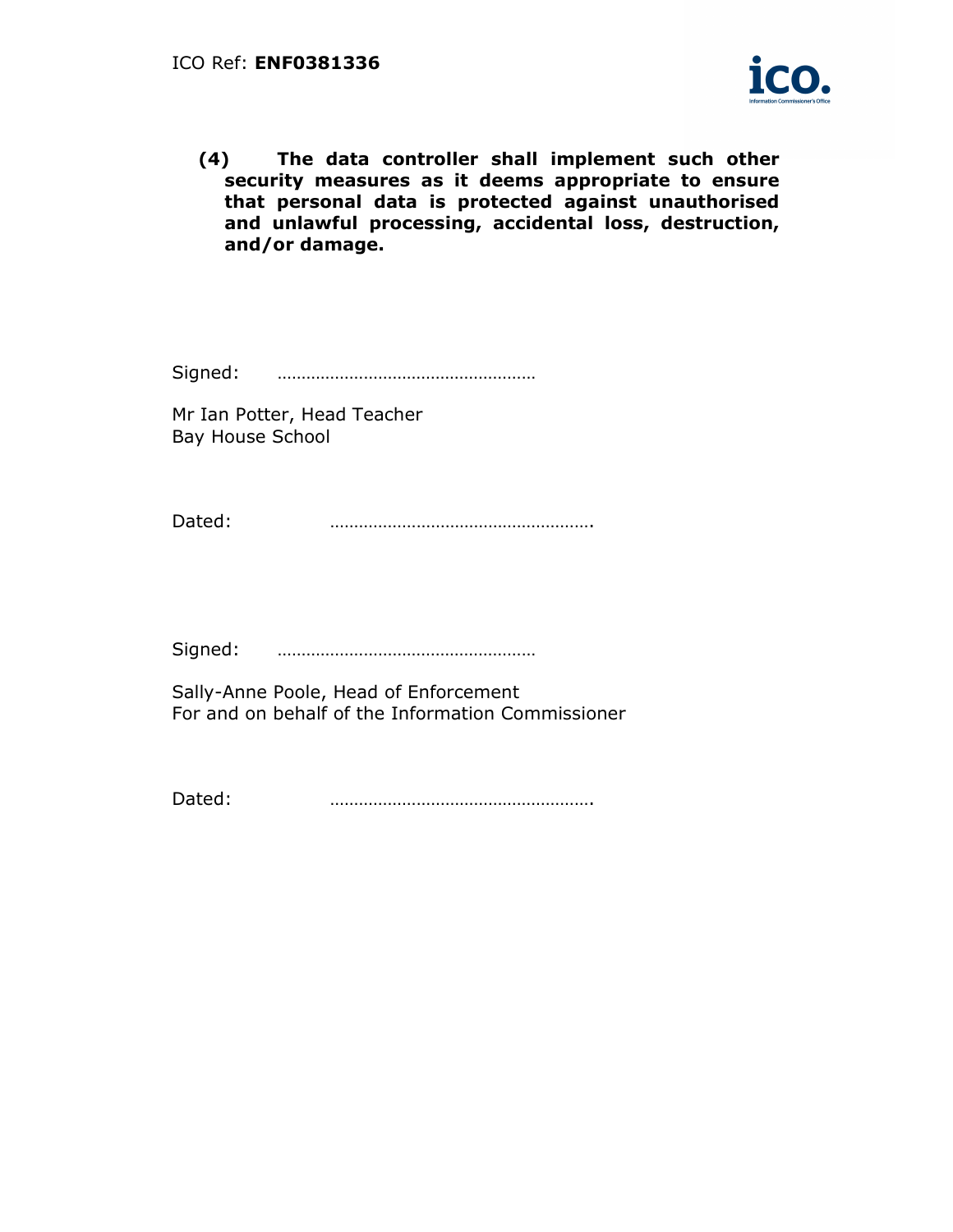**(4) The data controller shall implement such other security measures as it deems appropriate to ensure that personal data is protected against unauthorised and unlawful processing, accidental loss, destruction, and/or damage.**

Signed: ………………………………………………

Mr Ian Potter, Head Teacher
Bay House School

Dated: ……………………………………………….

Signed: ………………………………………………

Sally-Anne Poole, Head of Enforcement
For and on behalf of the Information Commissioner

Dated: ……………………………………………….